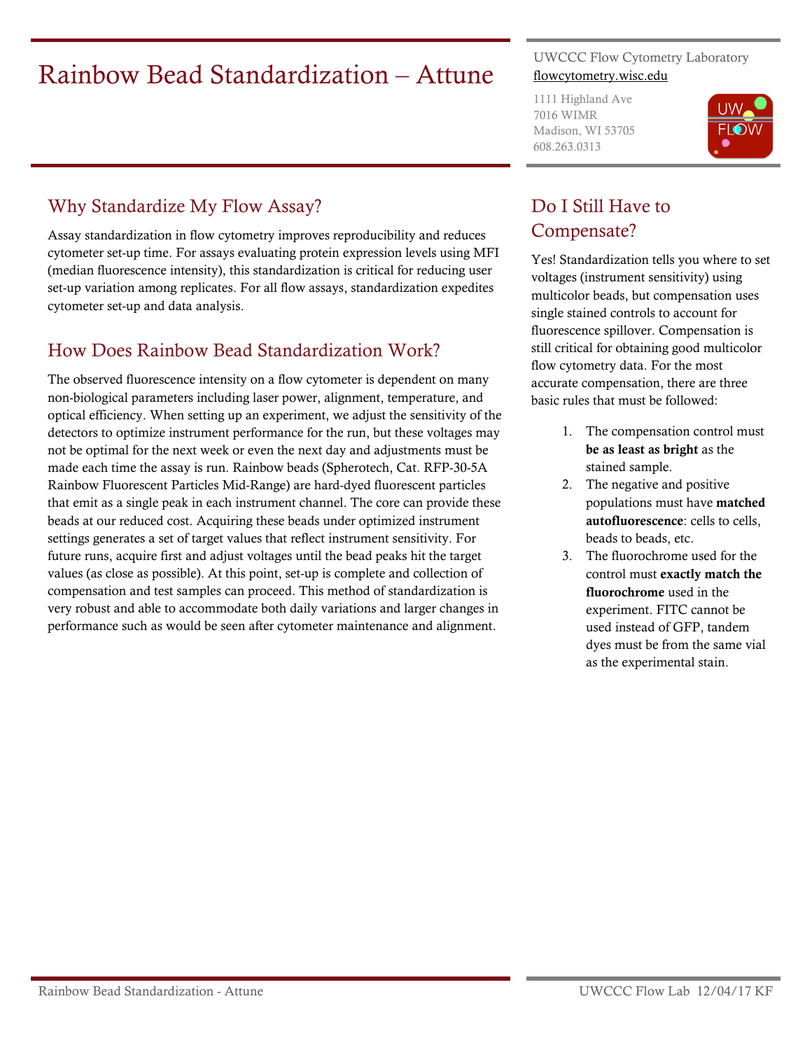# Rainbow Bead Standardization – Attune

UWCCC Flow Cytometry Laboratory
flowcytometry.wisc.edu

1111 Highland Ave
7016 WIMR
Madison, WI 53705
608.263.0313

## Why Standardize My Flow Assay?

Assay standardization in flow cytometry improves reproducibility and reduces cytometer set-up time. For assays evaluating protein expression levels using MFI (median fluorescence intensity), this standardization is critical for reducing user set-up variation among replicates. For all flow assays, standardization expedites cytometer set-up and data analysis.

## How Does Rainbow Bead Standardization Work?

The observed fluorescence intensity on a flow cytometer is dependent on many non-biological parameters including laser power, alignment, temperature, and optical efficiency. When setting up an experiment, we adjust the sensitivity of the detectors to optimize instrument performance for the run, but these voltages may not be optimal for the next week or even the next day and adjustments must be made each time the assay is run. Rainbow beads (Spherotech, Cat. RFP-30-5A Rainbow Fluorescent Particles Mid-Range) are hard-dyed fluorescent particles that emit as a single peak in each instrument channel. The core can provide these beads at our reduced cost. Acquiring these beads under optimized instrument settings generates a set of target values that reflect instrument sensitivity. For future runs, acquire first and adjust voltages until the bead peaks hit the target values (as close as possible). At this point, set-up is complete and collection of compensation and test samples can proceed. This method of standardization is very robust and able to accommodate both daily variations and larger changes in performance such as would be seen after cytometer maintenance and alignment.

## Do I Still Have to Compensate?

Yes! Standardization tells you where to set voltages (instrument sensitivity) using multicolor beads, but compensation uses single stained controls to account for fluorescence spillover. Compensation is still critical for obtaining good multicolor flow cytometry data. For the most accurate compensation, there are three basic rules that must be followed:

1. The compensation control must **be as least as bright** as the stained sample.
2. The negative and positive populations must have **matched autofluorescence**: cells to cells, beads to beads, etc.
3. The fluorochrome used for the control must **exactly match the fluorochrome** used in the experiment. FITC cannot be used instead of GFP, tandem dyes must be from the same vial as the experimental stain.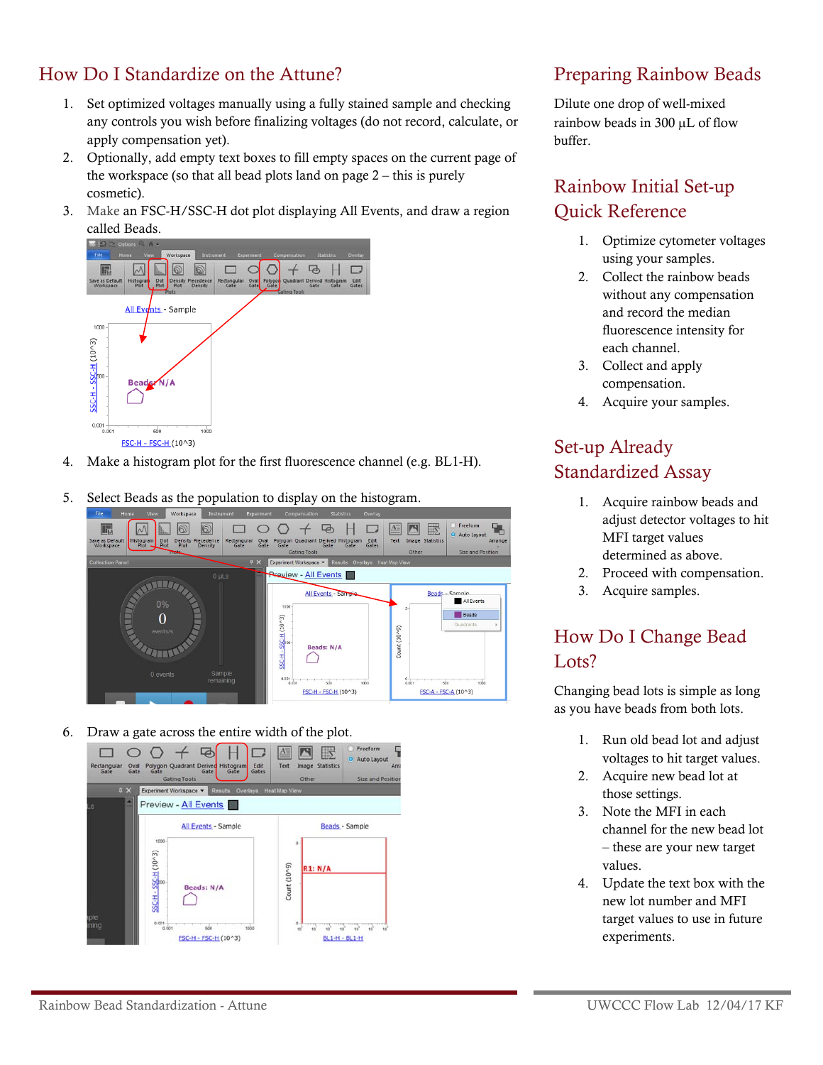## How Do I Standardize on the Attune?

1. Set optimized voltages manually using a fully stained sample and checking any controls you wish before finalizing voltages (do not record, calculate, or apply compensation yet).
2. Optionally, add empty text boxes to fill empty spaces on the current page of the workspace (so that all bead plots land on page 2 – this is purely cosmetic).
3. Make an FSC-H/SSC-H dot plot displaying All Events, and draw a region called Beads.
4. Make a histogram plot for the first fluorescence channel (e.g. BL1-H).
5. Select Beads as the population to display on the histogram.
6. Draw a gate across the entire width of the plot.

## Preparing Rainbow Beads

Dilute one drop of well-mixed rainbow beads in 300 µL of flow buffer.

## Rainbow Initial Set-up Quick Reference

1. Optimize cytometer voltages using your samples.
2. Collect the rainbow beads without any compensation and record the median fluorescence intensity for each channel.
3. Collect and apply compensation.
4. Acquire your samples.

## Set-up Already Standardized Assay

1. Acquire rainbow beads and adjust detector voltages to hit MFI target values determined as above.
2. Proceed with compensation.
3. Acquire samples.

## How Do I Change Bead Lots?

Changing bead lots is simple as long as you have beads from both lots.

1. Run old bead lot and adjust voltages to hit target values.
2. Acquire new bead lot at those settings.
3. Note the MFI in each channel for the new bead lot – these are your new target values.
4. Update the text box with the new lot number and MFI target values to use in future experiments.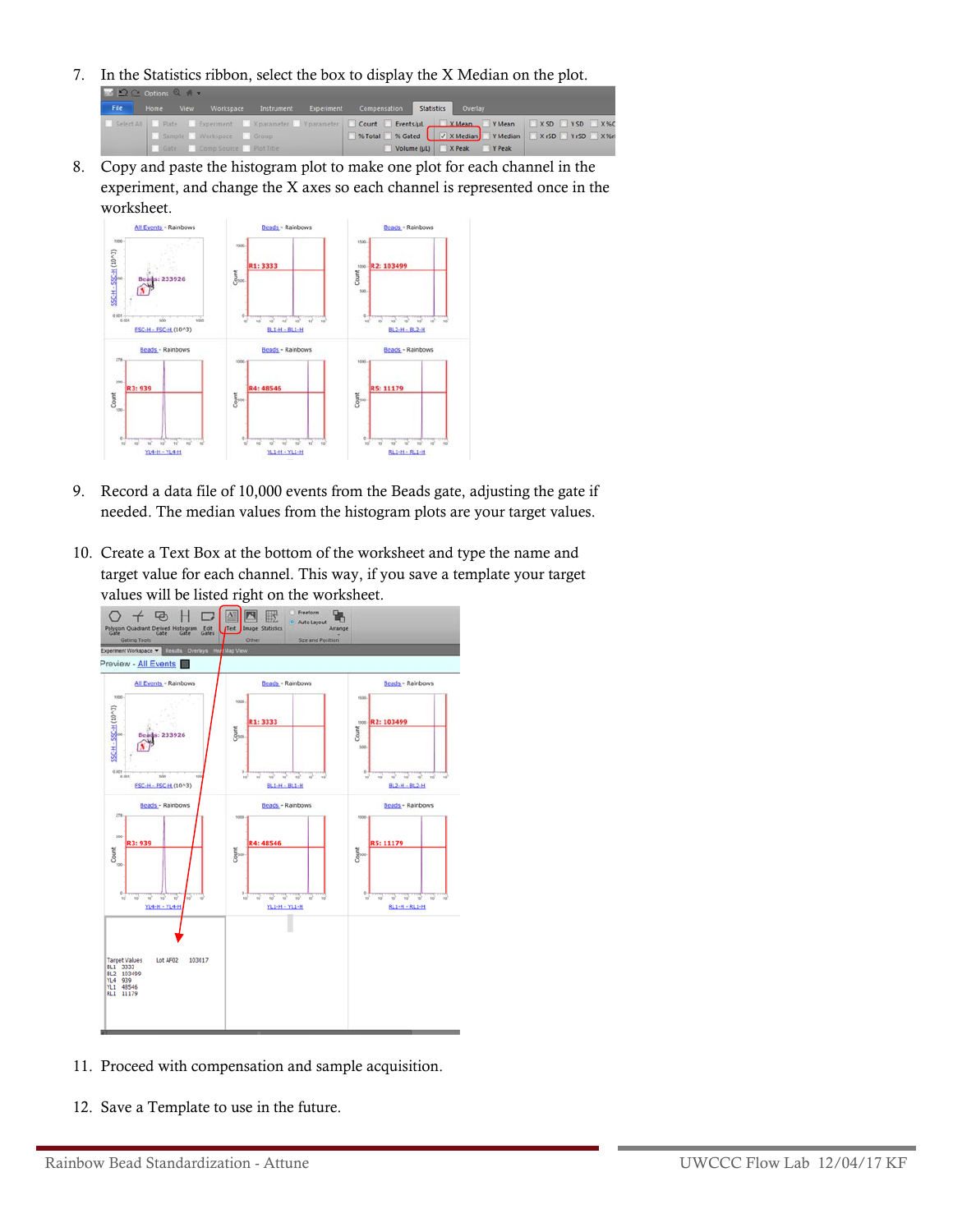7. In the Statistics ribbon, select the box to display the X Median on the plot.

8. Copy and paste the histogram plot to make one plot for each channel in the experiment, and change the X axes so each channel is represented once in the worksheet.

9. Record a data file of 10,000 events from the Beads gate, adjusting the gate if needed. The median values from the histogram plots are your target values.

10. Create a Text Box at the bottom of the worksheet and type the name and target value for each channel. This way, if you save a template your target values will be listed right on the worksheet.

11. Proceed with compensation and sample acquisition.

12. Save a Template to use in the future.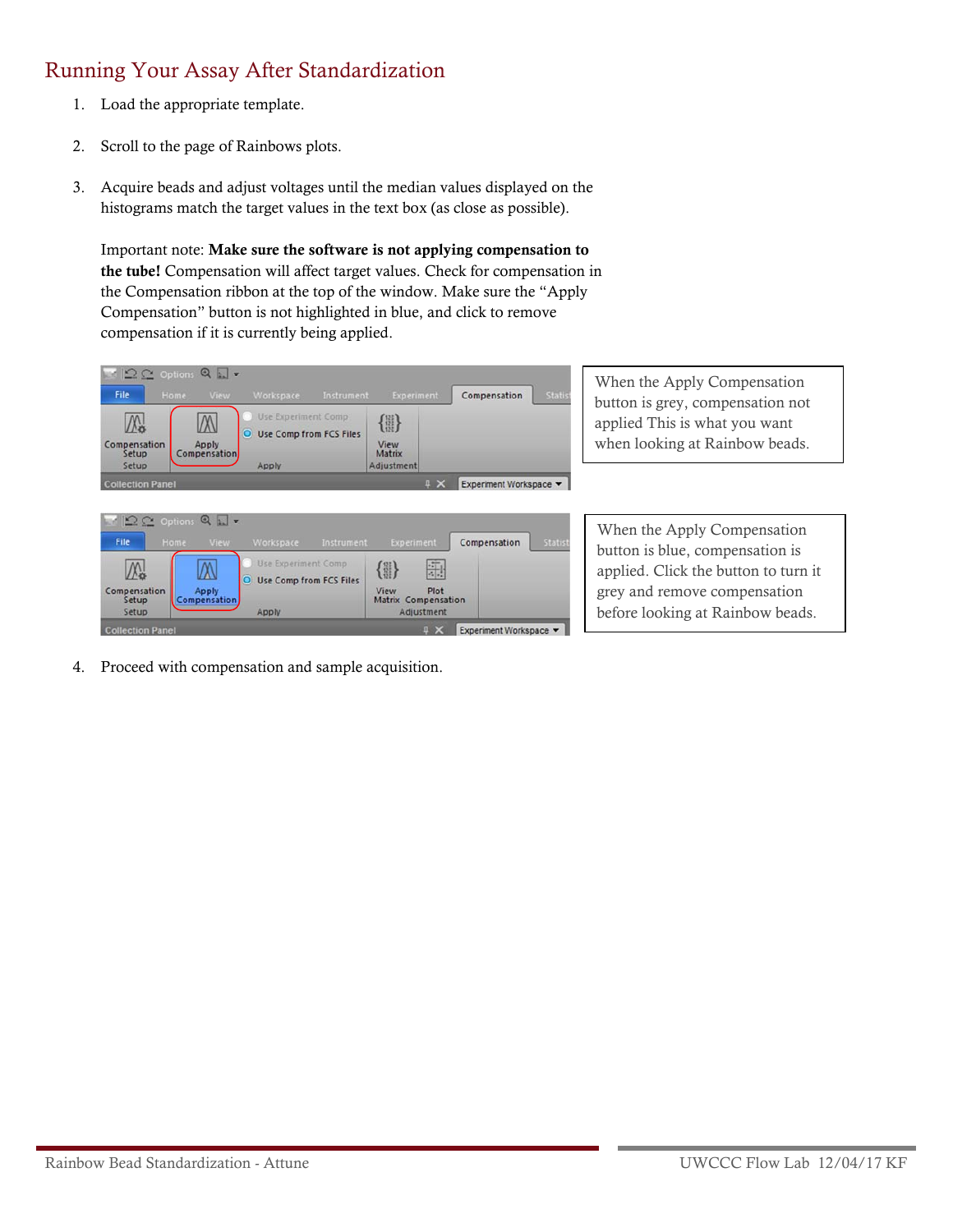## Running Your Assay After Standardization

1. Load the appropriate template.

2. Scroll to the page of Rainbows plots.

3. Acquire beads and adjust voltages until the median values displayed on the histograms match the target values in the text box (as close as possible).

   Important note: **Make sure the software is not applying compensation to the tube!** Compensation will affect target values. Check for compensation in the Compensation ribbon at the top of the window. Make sure the "Apply Compensation" button is not highlighted in blue, and click to remove compensation if it is currently being applied.

When the Apply Compensation button is grey, compensation not applied This is what you want when looking at Rainbow beads.

When the Apply Compensation button is blue, compensation is applied. Click the button to turn it grey and remove compensation before looking at Rainbow beads.

4. Proceed with compensation and sample acquisition.